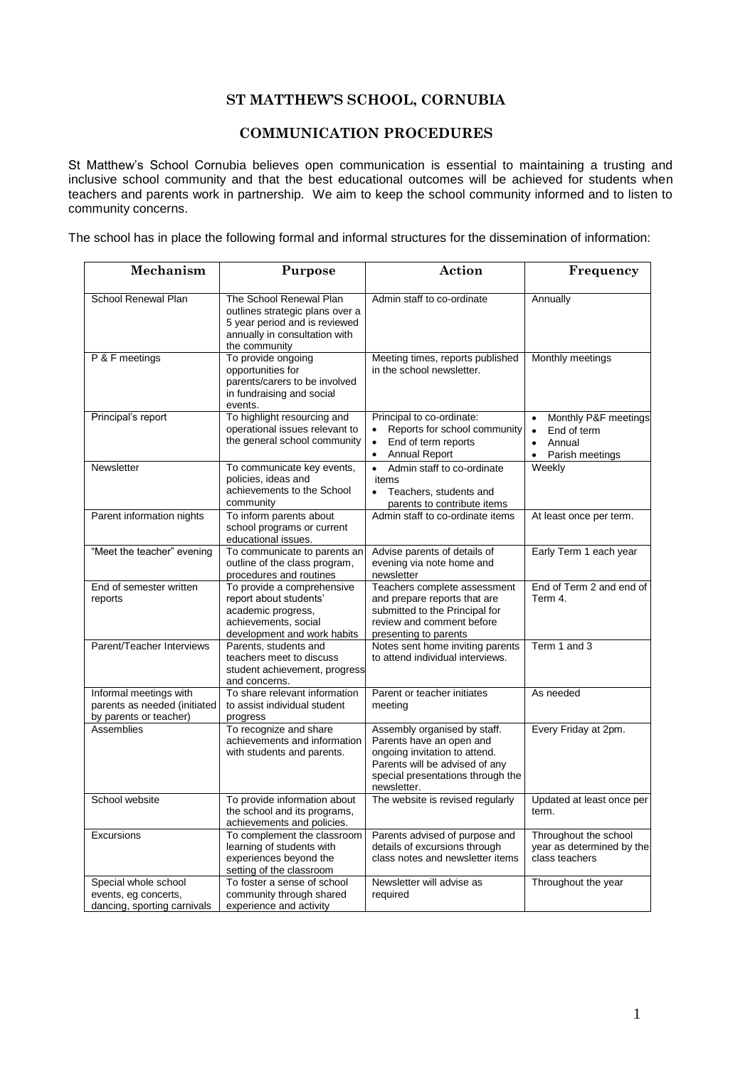# ST MATTHEW'S SCHOOL, CORNUBIA

## COMMUNICATION PROCEDURES

St Matthew's School Cornubia believes open communication is essential to maintaining a trusting and inclusive school community and that the best educational outcomes will be achieved for students when teachers and parents work in partnership. We aim to keep the school community informed and to listen to community concerns.

The school has in place the following formal and informal structures for the dissemination of information:

| Mechanism | Purpose | Action | Frequency |
|---|---|---|---|
| School Renewal Plan | The School Renewal Plan outlines strategic plans over a 5 year period and is reviewed annually in consultation with the community | Admin staff to co-ordinate | Annually |
| P & F meetings | To provide ongoing opportunities for parents/carers to be involved in fundraising and social events. | Meeting times, reports published in the school newsletter. | Monthly meetings |
| Principal's report | To highlight resourcing and operational issues relevant to the general school community | Principal to co-ordinate:<br>• Reports for school community<br>• End of term reports<br>• Annual Report | • Monthly P&F meetings<br>• End of term<br>• Annual<br>• Parish meetings |
| Newsletter | To communicate key events, policies, ideas and achievements to the School community | • Admin staff to co-ordinate items<br>• Teachers, students and parents to contribute items | Weekly |
| Parent information nights | To inform parents about school programs or current educational issues. | Admin staff to co-ordinate items | At least once per term. |
| "Meet the teacher" evening | To communicate to parents an outline of the class program, procedures and routines | Advise parents of details of evening via note home and newsletter | Early Term 1 each year |
| End of semester written reports | To provide a comprehensive report about students' academic progress, achievements, social development and work habits | Teachers complete assessment and prepare reports that are submitted to the Principal for review and comment before presenting to parents | End of Term 2 and end of Term 4. |
| Parent/Teacher Interviews | Parents, students and teachers meet to discuss student achievement, progress and concerns. | Notes sent home inviting parents to attend individual interviews. | Term 1 and 3 |
| Informal meetings with parents as needed (initiated by parents or teacher) | To share relevant information to assist individual student progress | Parent or teacher initiates meeting | As needed |
| Assemblies | To recognize and share achievements and information with students and parents. | Assembly organised by staff. Parents have an open and ongoing invitation to attend. Parents will be advised of any special presentations through the newsletter. | Every Friday at 2pm. |
| School website | To provide information about the school and its programs, achievements and policies. | The website is revised regularly | Updated at least once per term. |
| Excursions | To complement the classroom learning of students with experiences beyond the setting of the classroom | Parents advised of purpose and details of excursions through class notes and newsletter items | Throughout the school year as determined by the class teachers |
| Special whole school events, eg concerts, dancing, sporting carnivals | To foster a sense of school community through shared experience and activity | Newsletter will advise as required | Throughout the year |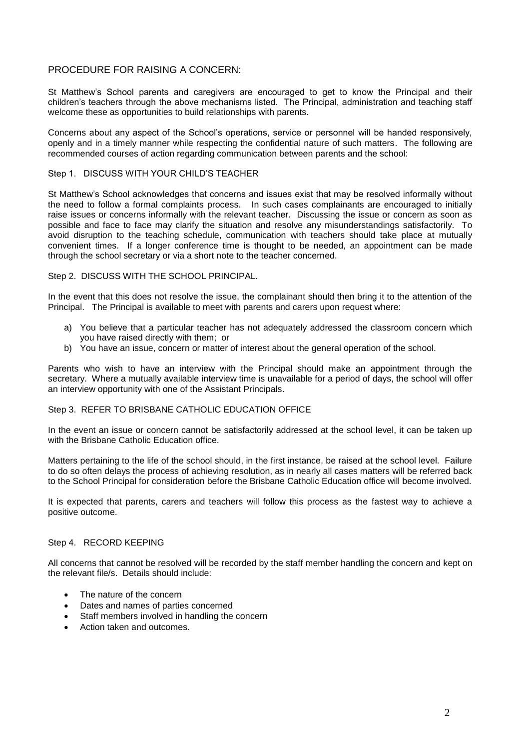## PROCEDURE FOR RAISING A CONCERN:

St Matthew's School parents and caregivers are encouraged to get to know the Principal and their children's teachers through the above mechanisms listed. The Principal, administration and teaching staff welcome these as opportunities to build relationships with parents.

Concerns about any aspect of the School's operations, service or personnel will be handed responsively, openly and in a timely manner while respecting the confidential nature of such matters. The following are recommended courses of action regarding communication between parents and the school:

### Step 1. DISCUSS WITH YOUR CHILD'S TEACHER

St Matthew's School acknowledges that concerns and issues exist that may be resolved informally without the need to follow a formal complaints process. In such cases complainants are encouraged to initially raise issues or concerns informally with the relevant teacher. Discussing the issue or concern as soon as possible and face to face may clarify the situation and resolve any misunderstandings satisfactorily. To avoid disruption to the teaching schedule, communication with teachers should take place at mutually convenient times. If a longer conference time is thought to be needed, an appointment can be made through the school secretary or via a short note to the teacher concerned.

### Step 2. DISCUSS WITH THE SCHOOL PRINCIPAL.

In the event that this does not resolve the issue, the complainant should then bring it to the attention of the Principal. The Principal is available to meet with parents and carers upon request where:

a) You believe that a particular teacher has not adequately addressed the classroom concern which you have raised directly with them; or
b) You have an issue, concern or matter of interest about the general operation of the school.

Parents who wish to have an interview with the Principal should make an appointment through the secretary. Where a mutually available interview time is unavailable for a period of days, the school will offer an interview opportunity with one of the Assistant Principals.

### Step 3. REFER TO BRISBANE CATHOLIC EDUCATION OFFICE

In the event an issue or concern cannot be satisfactorily addressed at the school level, it can be taken up with the Brisbane Catholic Education office.

Matters pertaining to the life of the school should, in the first instance, be raised at the school level. Failure to do so often delays the process of achieving resolution, as in nearly all cases matters will be referred back to the School Principal for consideration before the Brisbane Catholic Education office will become involved.

It is expected that parents, carers and teachers will follow this process as the fastest way to achieve a positive outcome.

### Step 4. RECORD KEEPING

All concerns that cannot be resolved will be recorded by the staff member handling the concern and kept on the relevant file/s. Details should include:

- The nature of the concern
- Dates and names of parties concerned
- Staff members involved in handling the concern
- Action taken and outcomes.